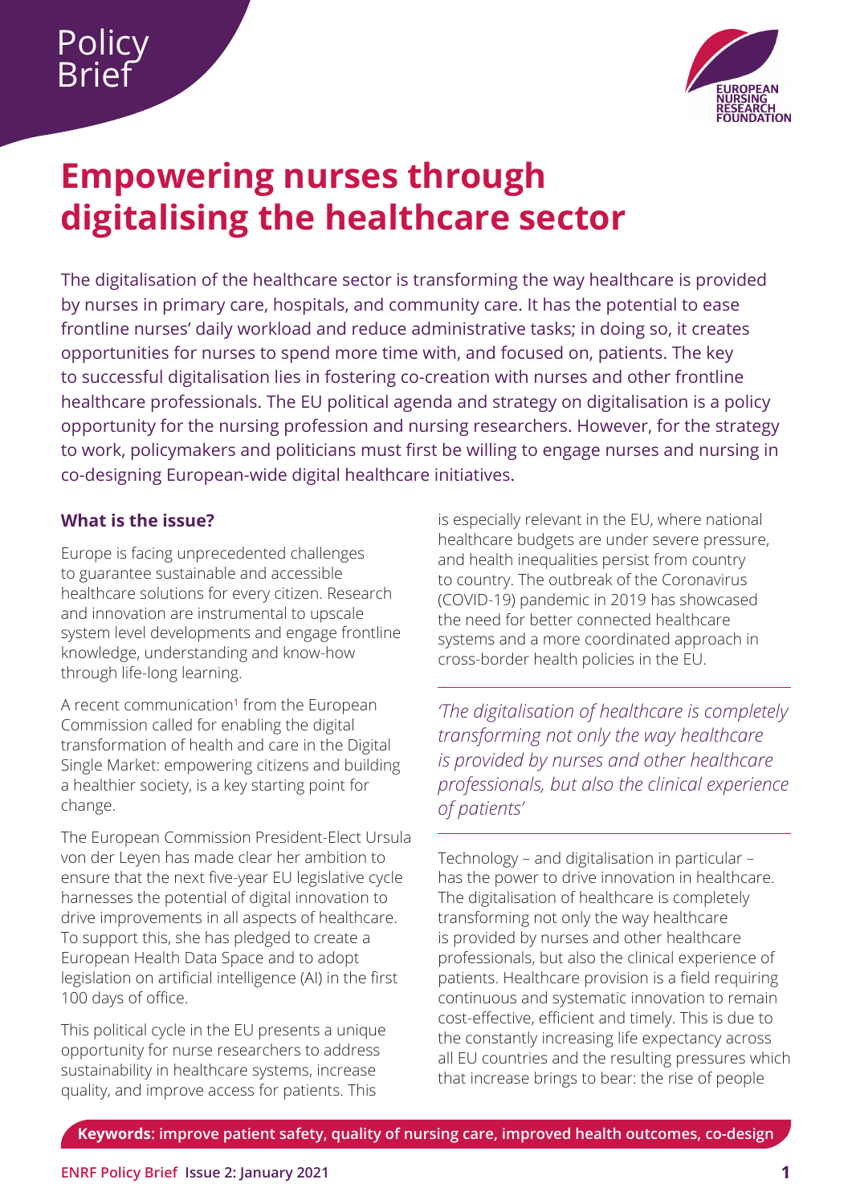Policy Brief

# Empowering nurses through digitalising the healthcare sector

The digitalisation of the healthcare sector is transforming the way healthcare is provided by nurses in primary care, hospitals, and community care. It has the potential to ease frontline nurses' daily workload and reduce administrative tasks; in doing so, it creates opportunities for nurses to spend more time with, and focused on, patients. The key to successful digitalisation lies in fostering co-creation with nurses and other frontline healthcare professionals. The EU political agenda and strategy on digitalisation is a policy opportunity for the nursing profession and nursing researchers. However, for the strategy to work, policymakers and politicians must first be willing to engage nurses and nursing in co-designing European-wide digital healthcare initiatives.

## What is the issue?

Europe is facing unprecedented challenges to guarantee sustainable and accessible healthcare solutions for every citizen. Research and innovation are instrumental to upscale system level developments and engage frontline knowledge, understanding and know-how through life-long learning.

A recent communication[1] from the European Commission called for enabling the digital transformation of health and care in the Digital Single Market: empowering citizens and building a healthier society, is a key starting point for change.

The European Commission President-Elect Ursula von der Leyen has made clear her ambition to ensure that the next five-year EU legislative cycle harnesses the potential of digital innovation to drive improvements in all aspects of healthcare. To support this, she has pledged to create a European Health Data Space and to adopt legislation on artificial intelligence (AI) in the first 100 days of office.

This political cycle in the EU presents a unique opportunity for nurse researchers to address sustainability in healthcare systems, increase quality, and improve access for patients. This is especially relevant in the EU, where national healthcare budgets are under severe pressure, and health inequalities persist from country to country. The outbreak of the Coronavirus (COVID-19) pandemic in 2019 has showcased the need for better connected healthcare systems and a more coordinated approach in cross-border health policies in the EU.

> *'The digitalisation of healthcare is completely transforming not only the way healthcare is provided by nurses and other healthcare professionals, but also the clinical experience of patients'*

Technology – and digitalisation in particular – has the power to drive innovation in healthcare. The digitalisation of healthcare is completely transforming not only the way healthcare is provided by nurses and other healthcare professionals, but also the clinical experience of patients. Healthcare provision is a field requiring continuous and systematic innovation to remain cost-effective, efficient and timely. This is due to the constantly increasing life expectancy across all EU countries and the resulting pressures which that increase brings to bear: the rise of people

**Keywords**: improve patient safety, quality of nursing care, improved health outcomes, co-design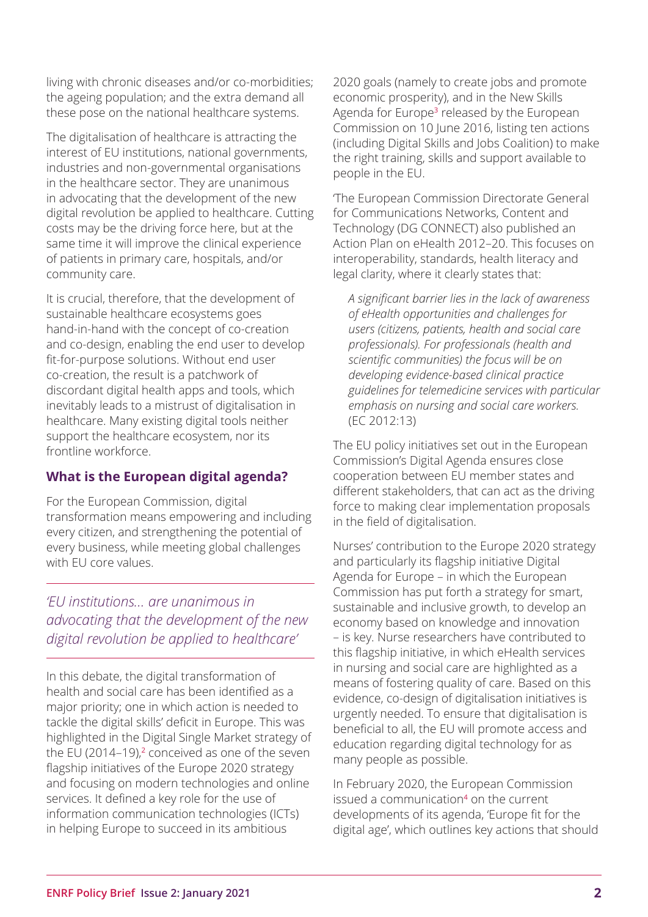living with chronic diseases and/or co-morbidities; the ageing population; and the extra demand all these pose on the national healthcare systems.

The digitalisation of healthcare is attracting the interest of EU institutions, national governments, industries and non-governmental organisations in the healthcare sector. They are unanimous in advocating that the development of the new digital revolution be applied to healthcare. Cutting costs may be the driving force here, but at the same time it will improve the clinical experience of patients in primary care, hospitals, and/or community care.

It is crucial, therefore, that the development of sustainable healthcare ecosystems goes hand-in-hand with the concept of co-creation and co-design, enabling the end user to develop fit-for-purpose solutions. Without end user co-creation, the result is a patchwork of discordant digital health apps and tools, which inevitably leads to a mistrust of digitalisation in healthcare. Many existing digital tools neither support the healthcare ecosystem, nor its frontline workforce.

### What is the European digital agenda?

For the European Commission, digital transformation means empowering and including every citizen, and strengthening the potential of every business, while meeting global challenges with EU core values.

> *'EU institutions... are unanimous in advocating that the development of the new digital revolution be applied to healthcare'*

In this debate, the digital transformation of health and social care has been identified as a major priority; one in which action is needed to tackle the digital skills' deficit in Europe. This was highlighted in the Digital Single Market strategy of the EU (2014–19),[2] conceived as one of the seven flagship initiatives of the Europe 2020 strategy and focusing on modern technologies and online services. It defined a key role for the use of information communication technologies (ICTs) in helping Europe to succeed in its ambitious 2020 goals (namely to create jobs and promote economic prosperity), and in the New Skills Agenda for Europe[3] released by the European Commission on 10 June 2016, listing ten actions (including Digital Skills and Jobs Coalition) to make the right training, skills and support available to people in the EU.

'The European Commission Directorate General for Communications Networks, Content and Technology (DG CONNECT) also published an Action Plan on eHealth 2012–20. This focuses on interoperability, standards, health literacy and legal clarity, where it clearly states that:

> *A significant barrier lies in the lack of awareness of eHealth opportunities and challenges for users (citizens, patients, health and social care professionals). For professionals (health and scientific communities) the focus will be on developing evidence-based clinical practice guidelines for telemedicine services with particular emphasis on nursing and social care workers.* (EC 2012:13)

The EU policy initiatives set out in the European Commission's Digital Agenda ensures close cooperation between EU member states and different stakeholders, that can act as the driving force to making clear implementation proposals in the field of digitalisation.

Nurses' contribution to the Europe 2020 strategy and particularly its flagship initiative Digital Agenda for Europe – in which the European Commission has put forth a strategy for smart, sustainable and inclusive growth, to develop an economy based on knowledge and innovation – is key. Nurse researchers have contributed to this flagship initiative, in which eHealth services in nursing and social care are highlighted as a means of fostering quality of care. Based on this evidence, co-design of digitalisation initiatives is urgently needed. To ensure that digitalisation is beneficial to all, the EU will promote access and education regarding digital technology for as many people as possible.

In February 2020, the European Commission issued a communication[4] on the current developments of its agenda, 'Europe fit for the digital age', which outlines key actions that should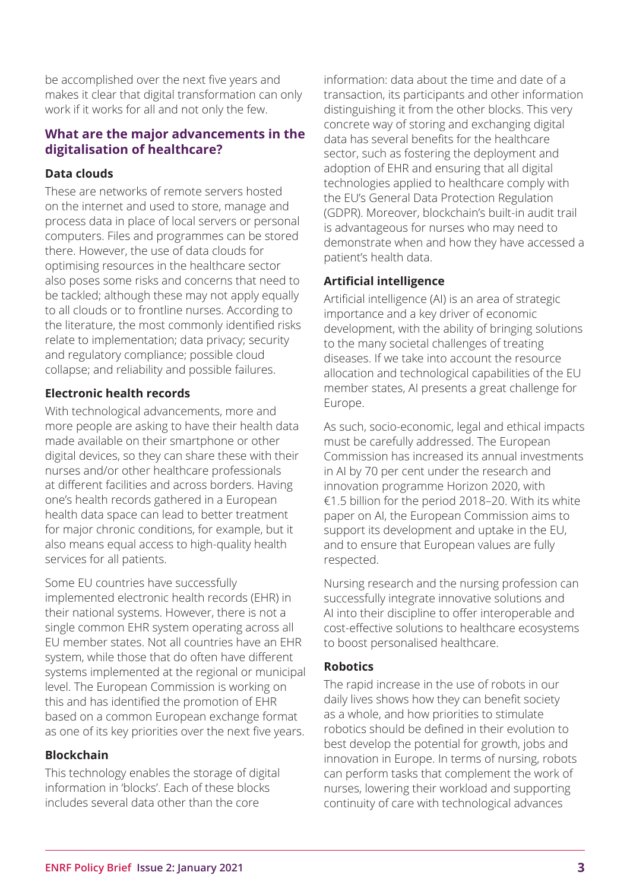be accomplished over the next five years and makes it clear that digital transformation can only work if it works for all and not only the few.

## What are the major advancements in the digitalisation of healthcare?

### Data clouds

These are networks of remote servers hosted on the internet and used to store, manage and process data in place of local servers or personal computers. Files and programmes can be stored there. However, the use of data clouds for optimising resources in the healthcare sector also poses some risks and concerns that need to be tackled; although these may not apply equally to all clouds or to frontline nurses. According to the literature, the most commonly identified risks relate to implementation; data privacy; security and regulatory compliance; possible cloud collapse; and reliability and possible failures.

### Electronic health records

With technological advancements, more and more people are asking to have their health data made available on their smartphone or other digital devices, so they can share these with their nurses and/or other healthcare professionals at different facilities and across borders. Having one's health records gathered in a European health data space can lead to better treatment for major chronic conditions, for example, but it also means equal access to high-quality health services for all patients.

Some EU countries have successfully implemented electronic health records (EHR) in their national systems. However, there is not a single common EHR system operating across all EU member states. Not all countries have an EHR system, while those that do often have different systems implemented at the regional or municipal level. The European Commission is working on this and has identified the promotion of EHR based on a common European exchange format as one of its key priorities over the next five years.

### Blockchain

This technology enables the storage of digital information in 'blocks'. Each of these blocks includes several data other than the core information: data about the time and date of a transaction, its participants and other information distinguishing it from the other blocks. This very concrete way of storing and exchanging digital data has several benefits for the healthcare sector, such as fostering the deployment and adoption of EHR and ensuring that all digital technologies applied to healthcare comply with the EU's General Data Protection Regulation (GDPR). Moreover, blockchain's built-in audit trail is advantageous for nurses who may need to demonstrate when and how they have accessed a patient's health data.

### Artificial intelligence

Artificial intelligence (AI) is an area of strategic importance and a key driver of economic development, with the ability of bringing solutions to the many societal challenges of treating diseases. If we take into account the resource allocation and technological capabilities of the EU member states, AI presents a great challenge for Europe.

As such, socio-economic, legal and ethical impacts must be carefully addressed. The European Commission has increased its annual investments in AI by 70 per cent under the research and innovation programme Horizon 2020, with €1.5 billion for the period 2018–20. With its white paper on AI, the European Commission aims to support its development and uptake in the EU, and to ensure that European values are fully respected.

Nursing research and the nursing profession can successfully integrate innovative solutions and AI into their discipline to offer interoperable and cost-effective solutions to healthcare ecosystems to boost personalised healthcare.

### Robotics

The rapid increase in the use of robots in our daily lives shows how they can benefit society as a whole, and how priorities to stimulate robotics should be defined in their evolution to best develop the potential for growth, jobs and innovation in Europe. In terms of nursing, robots can perform tasks that complement the work of nurses, lowering their workload and supporting continuity of care with technological advances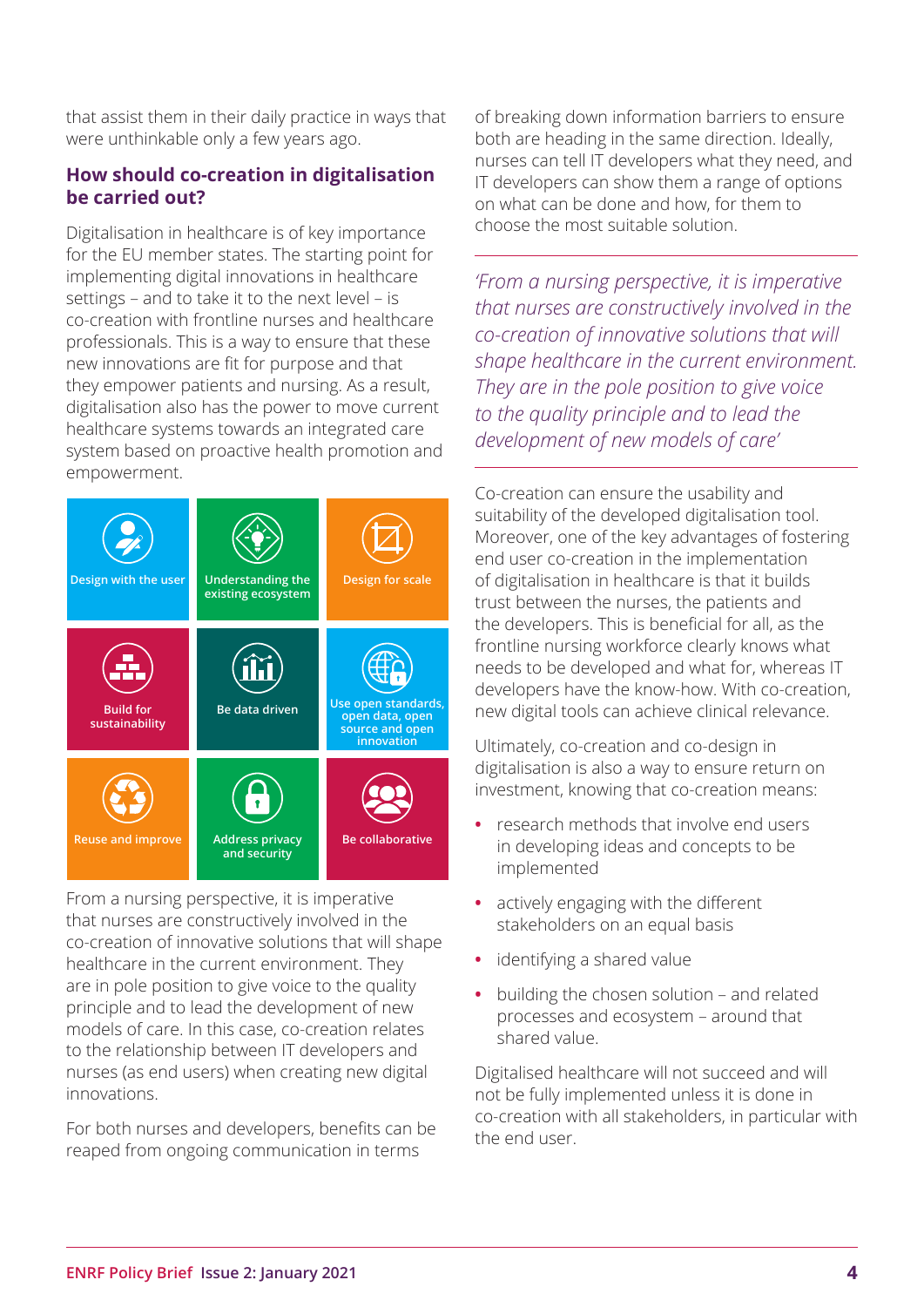that assist them in their daily practice in ways that were unthinkable only a few years ago.

## How should co-creation in digitalisation be carried out?

Digitalisation in healthcare is of key importance for the EU member states. The starting point for implementing digital innovations in healthcare settings – and to take it to the next level – is co-creation with frontline nurses and healthcare professionals. This is a way to ensure that these new innovations are fit for purpose and that they empower patients and nursing. As a result, digitalisation also has the power to move current healthcare systems towards an integrated care system based on proactive health promotion and empowerment.

- Design with the user
- Understanding the existing ecosystem
- Design for scale
- Build for sustainability
- Be data driven
- Use open standards, open data, open source and open innovation
- Reuse and improve
- Address privacy and security
- Be collaborative

From a nursing perspective, it is imperative that nurses are constructively involved in the co-creation of innovative solutions that will shape healthcare in the current environment. They are in pole position to give voice to the quality principle and to lead the development of new models of care. In this case, co-creation relates to the relationship between IT developers and nurses (as end users) when creating new digital innovations.

For both nurses and developers, benefits can be reaped from ongoing communication in terms of breaking down information barriers to ensure both are heading in the same direction. Ideally, nurses can tell IT developers what they need, and IT developers can show them a range of options on what can be done and how, for them to choose the most suitable solution.

> *'From a nursing perspective, it is imperative that nurses are constructively involved in the co-creation of innovative solutions that will shape healthcare in the current environment. They are in the pole position to give voice to the quality principle and to lead the development of new models of care'*

Co-creation can ensure the usability and suitability of the developed digitalisation tool. Moreover, one of the key advantages of fostering end user co-creation in the implementation of digitalisation in healthcare is that it builds trust between the nurses, the patients and the developers. This is beneficial for all, as the frontline nursing workforce clearly knows what needs to be developed and what for, whereas IT developers have the know-how. With co-creation, new digital tools can achieve clinical relevance.

Ultimately, co-creation and co-design in digitalisation is also a way to ensure return on investment, knowing that co-creation means:

- research methods that involve end users in developing ideas and concepts to be implemented
- actively engaging with the different stakeholders on an equal basis
- identifying a shared value
- building the chosen solution – and related processes and ecosystem – around that shared value.

Digitalised healthcare will not succeed and will not be fully implemented unless it is done in co-creation with all stakeholders, in particular with the end user.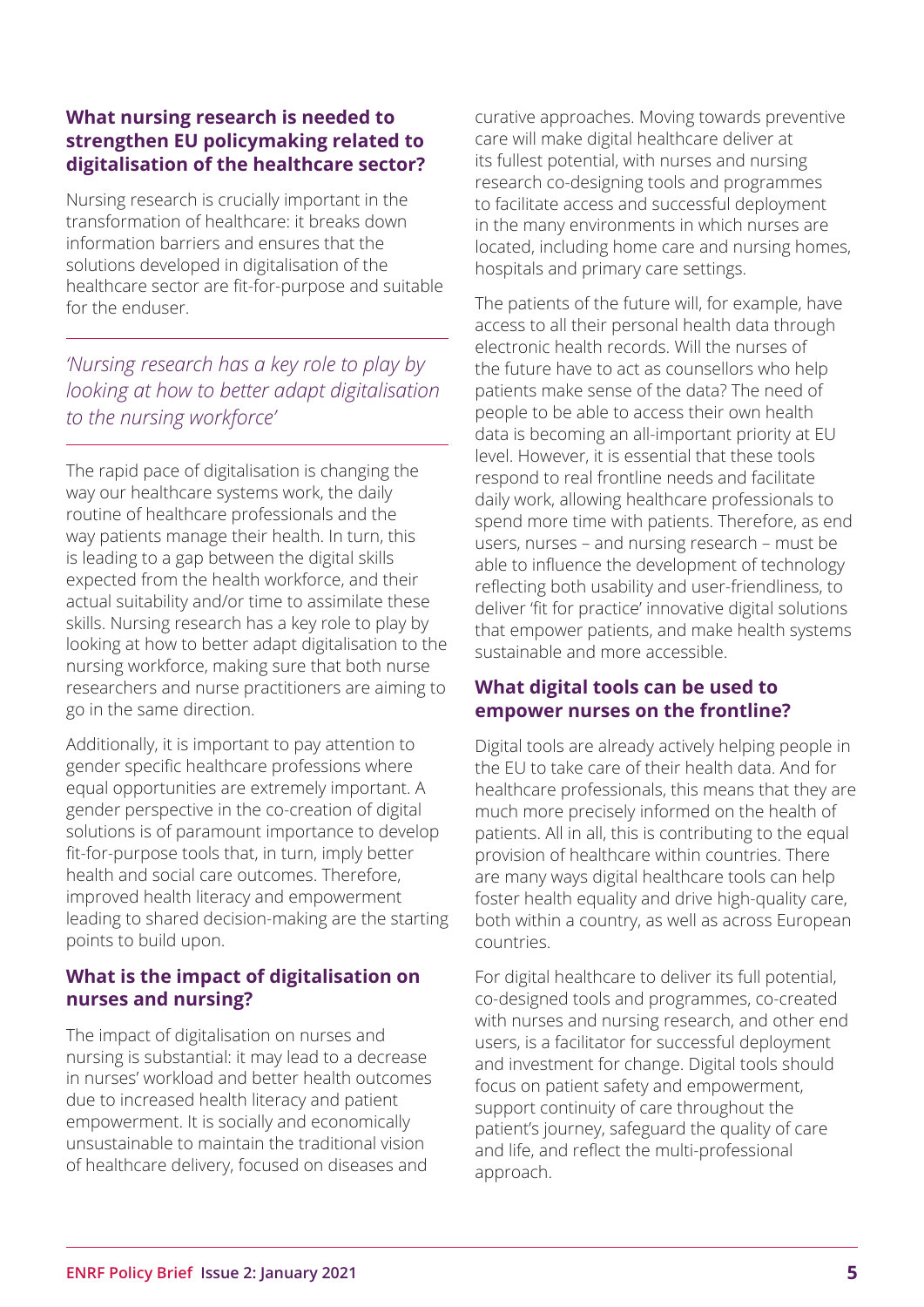### What nursing research is needed to strengthen EU policymaking related to digitalisation of the healthcare sector?

Nursing research is crucially important in the transformation of healthcare: it breaks down information barriers and ensures that the solutions developed in digitalisation of the healthcare sector are fit-for-purpose and suitable for the enduser.

> *'Nursing research has a key role to play by looking at how to better adapt digitalisation to the nursing workforce'*

The rapid pace of digitalisation is changing the way our healthcare systems work, the daily routine of healthcare professionals and the way patients manage their health. In turn, this is leading to a gap between the digital skills expected from the health workforce, and their actual suitability and/or time to assimilate these skills. Nursing research has a key role to play by looking at how to better adapt digitalisation to the nursing workforce, making sure that both nurse researchers and nurse practitioners are aiming to go in the same direction.

Additionally, it is important to pay attention to gender specific healthcare professions where equal opportunities are extremely important. A gender perspective in the co-creation of digital solutions is of paramount importance to develop fit-for-purpose tools that, in turn, imply better health and social care outcomes. Therefore, improved health literacy and empowerment leading to shared decision-making are the starting points to build upon.

### What is the impact of digitalisation on nurses and nursing?

The impact of digitalisation on nurses and nursing is substantial: it may lead to a decrease in nurses' workload and better health outcomes due to increased health literacy and patient empowerment. It is socially and economically unsustainable to maintain the traditional vision of healthcare delivery, focused on diseases and curative approaches. Moving towards preventive care will make digital healthcare deliver at its fullest potential, with nurses and nursing research co-designing tools and programmes to facilitate access and successful deployment in the many environments in which nurses are located, including home care and nursing homes, hospitals and primary care settings.

The patients of the future will, for example, have access to all their personal health data through electronic health records. Will the nurses of the future have to act as counsellors who help patients make sense of the data? The need of people to be able to access their own health data is becoming an all-important priority at EU level. However, it is essential that these tools respond to real frontline needs and facilitate daily work, allowing healthcare professionals to spend more time with patients. Therefore, as end users, nurses – and nursing research – must be able to influence the development of technology reflecting both usability and user-friendliness, to deliver 'fit for practice' innovative digital solutions that empower patients, and make health systems sustainable and more accessible.

### What digital tools can be used to empower nurses on the frontline?

Digital tools are already actively helping people in the EU to take care of their health data. And for healthcare professionals, this means that they are much more precisely informed on the health of patients. All in all, this is contributing to the equal provision of healthcare within countries. There are many ways digital healthcare tools can help foster health equality and drive high-quality care, both within a country, as well as across European countries.

For digital healthcare to deliver its full potential, co-designed tools and programmes, co-created with nurses and nursing research, and other end users, is a facilitator for successful deployment and investment for change. Digital tools should focus on patient safety and empowerment, support continuity of care throughout the patient's journey, safeguard the quality of care and life, and reflect the multi-professional approach.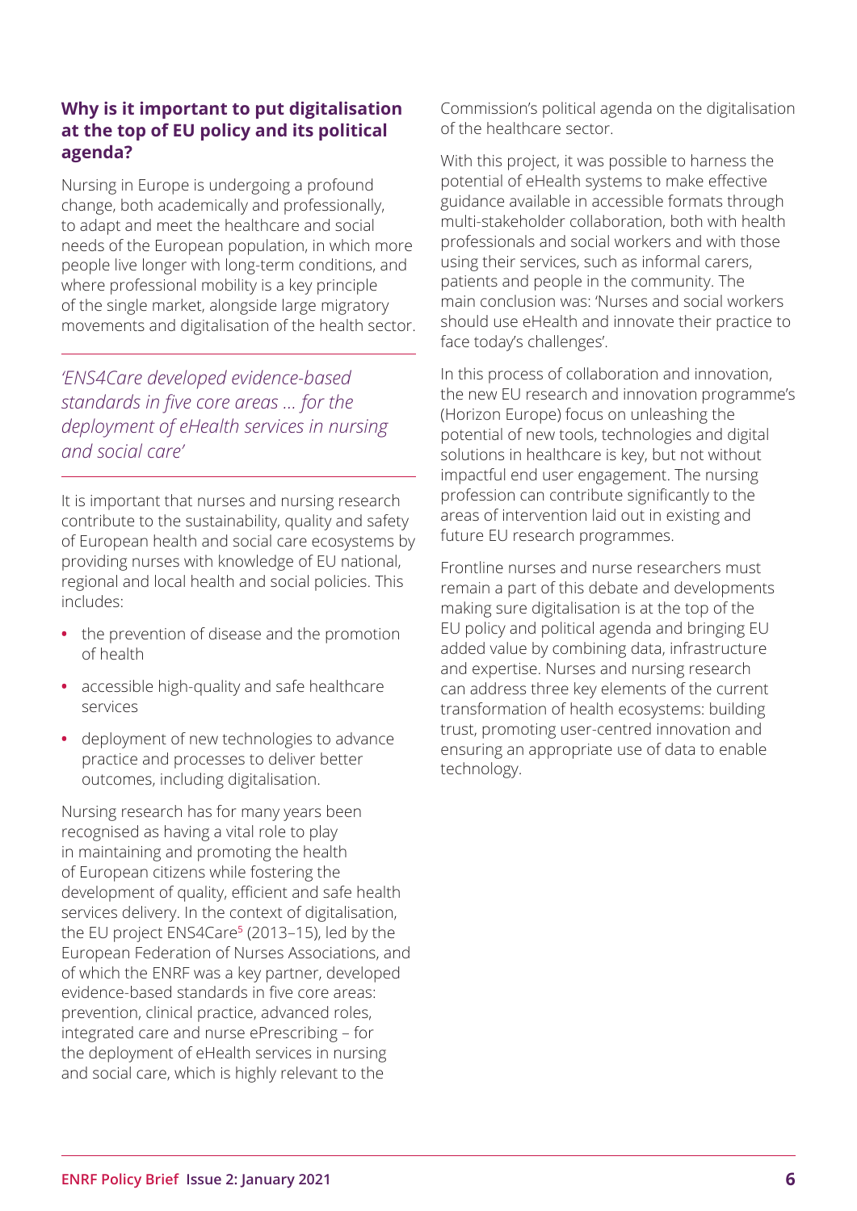### Why is it important to put digitalisation at the top of EU policy and its political agenda?

Nursing in Europe is undergoing a profound change, both academically and professionally, to adapt and meet the healthcare and social needs of the European population, in which more people live longer with long-term conditions, and where professional mobility is a key principle of the single market, alongside large migratory movements and digitalisation of the health sector.

*'ENS4Care developed evidence-based standards in five core areas ... for the deployment of eHealth services in nursing and social care'*

It is important that nurses and nursing research contribute to the sustainability, quality and safety of European health and social care ecosystems by providing nurses with knowledge of EU national, regional and local health and social policies. This includes:

- the prevention of disease and the promotion of health
- accessible high-quality and safe healthcare services
- deployment of new technologies to advance practice and processes to deliver better outcomes, including digitalisation.

Nursing research has for many years been recognised as having a vital role to play in maintaining and promoting the health of European citizens while fostering the development of quality, efficient and safe health services delivery. In the context of digitalisation, the EU project ENS4Care[5] (2013–15), led by the European Federation of Nurses Associations, and of which the ENRF was a key partner, developed evidence-based standards in five core areas: prevention, clinical practice, advanced roles, integrated care and nurse ePrescribing – for the deployment of eHealth services in nursing and social care, which is highly relevant to the Commission's political agenda on the digitalisation of the healthcare sector.

With this project, it was possible to harness the potential of eHealth systems to make effective guidance available in accessible formats through multi-stakeholder collaboration, both with health professionals and social workers and with those using their services, such as informal carers, patients and people in the community. The main conclusion was: 'Nurses and social workers should use eHealth and innovate their practice to face today's challenges'.

In this process of collaboration and innovation, the new EU research and innovation programme's (Horizon Europe) focus on unleashing the potential of new tools, technologies and digital solutions in healthcare is key, but not without impactful end user engagement. The nursing profession can contribute significantly to the areas of intervention laid out in existing and future EU research programmes.

Frontline nurses and nurse researchers must remain a part of this debate and developments making sure digitalisation is at the top of the EU policy and political agenda and bringing EU added value by combining data, infrastructure and expertise. Nurses and nursing research can address three key elements of the current transformation of health ecosystems: building trust, promoting user-centred innovation and ensuring an appropriate use of data to enable technology.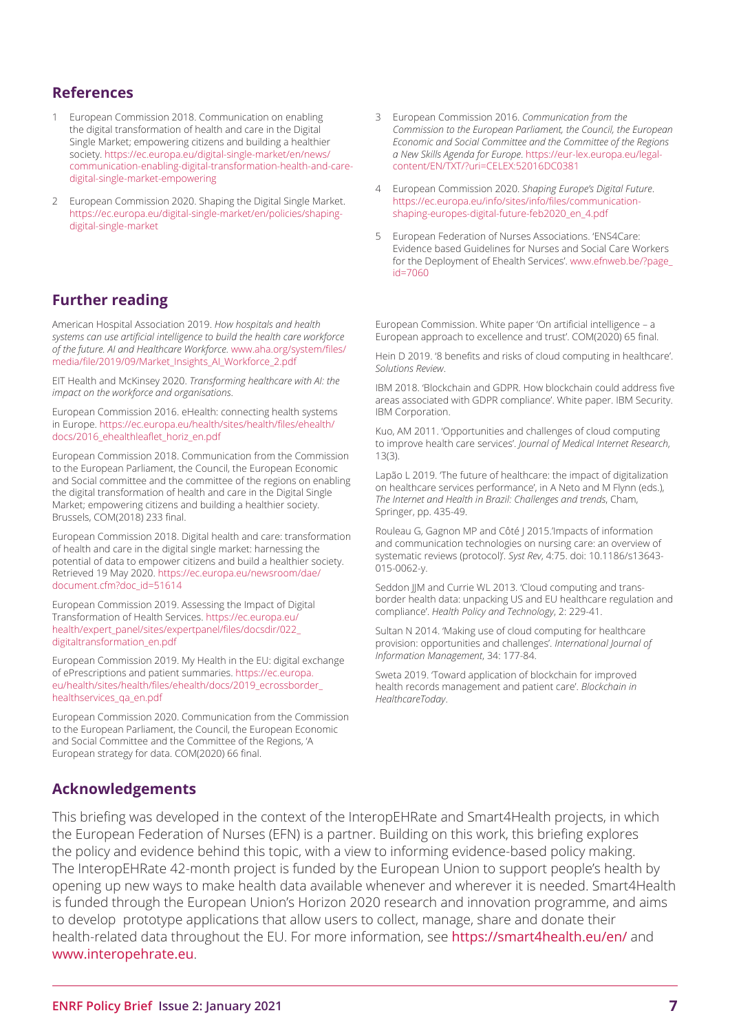## References

1. European Commission 2018. Communication on enabling the digital transformation of health and care in the Digital Single Market; empowering citizens and building a healthier society. https://ec.europa.eu/digital-single-market/en/news/communication-enabling-digital-transformation-health-and-care-digital-single-market-empowering
2. European Commission 2020. Shaping the Digital Single Market. https://ec.europa.eu/digital-single-market/en/policies/shaping-digital-single-market
3. European Commission 2016. *Communication from the Commission to the European Parliament, the Council, the European Economic and Social Committee and the Committee of the Regions a New Skills Agenda for Europe*. https://eur-lex.europa.eu/legal-content/EN/TXT/?uri=CELEX:52016DC0381
4. European Commission 2020. *Shaping Europe's Digital Future*. https://ec.europa.eu/info/sites/info/files/communication-shaping-europes-digital-future-feb2020_en_4.pdf
5. European Federation of Nurses Associations. 'ENS4Care: Evidence based Guidelines for Nurses and Social Care Workers for the Deployment of Ehealth Services'. www.efnweb.be/?page_id=7060

## Further reading

American Hospital Association 2019. *How hospitals and health systems can use artificial intelligence to build the health care workforce of the future. AI and Healthcare Workforce*. www.aha.org/system/files/media/file/2019/09/Market_Insights_AI_Workforce_2.pdf

EIT Health and McKinsey 2020. *Transforming healthcare with AI: the impact on the workforce and organisations*.

European Commission 2016. eHealth: connecting health systems in Europe. https://ec.europa.eu/health/sites/health/files/ehealth/docs/2016_ehealthleaflet_horiz_en.pdf

European Commission 2018. Communication from the Commission to the European Parliament, the Council, the European Economic and Social committee and the committee of the regions on enabling the digital transformation of health and care in the Digital Single Market; empowering citizens and building a healthier society. Brussels, COM(2018) 233 final.

European Commission 2018. Digital health and care: transformation of health and care in the digital single market: harnessing the potential of data to empower citizens and build a healthier society. Retrieved 19 May 2020. https://ec.europa.eu/newsroom/dae/document.cfm?doc_id=51614

European Commission 2019. Assessing the Impact of Digital Transformation of Health Services. https://ec.europa.eu/health/expert_panel/sites/expertpanel/files/docsdir/022_digitaltransformation_en.pdf

European Commission 2019. My Health in the EU: digital exchange of ePrescriptions and patient summaries. https://ec.europa.eu/health/sites/health/files/ehealth/docs/2019_ecrossborder_healthservices_qa_en.pdf

European Commission 2020. Communication from the Commission to the European Parliament, the Council, the European Economic and Social Committee and the Committee of the Regions, 'A European strategy for data. COM(2020) 66 final.

European Commission. White paper 'On artificial intelligence – a European approach to excellence and trust'. COM(2020) 65 final.

Hein D 2019. '8 benefits and risks of cloud computing in healthcare'. *Solutions Review*.

IBM 2018. 'Blockchain and GDPR. How blockchain could address five areas associated with GDPR compliance'. White paper. IBM Security. IBM Corporation.

Kuo, AM 2011. 'Opportunities and challenges of cloud computing to improve health care services'. *Journal of Medical Internet Research*, 13(3).

Lapão L 2019. 'The future of healthcare: the impact of digitalization on healthcare services performance', in A Neto and M Flynn (eds.), *The Internet and Health in Brazil: Challenges and trends*, Cham, Springer, pp. 435-49.

Rouleau G, Gagnon MP and Côté J 2015.'Impacts of information and communication technologies on nursing care: an overview of systematic reviews (protocol)'. *Syst Rev*, 4:75. doi: 10.1186/s13643-015-0062-y.

Seddon JJM and Currie WL 2013. 'Cloud computing and trans-border health data: unpacking US and EU healthcare regulation and compliance'. *Health Policy and Technology*, 2: 229-41.

Sultan N 2014. 'Making use of cloud computing for healthcare provision: opportunities and challenges'. *International Journal of Information Management*, 34: 177-84.

Sweta 2019. 'Toward application of blockchain for improved health records management and patient care'. *Blockchain in HealthcareToday*.

## Acknowledgements

This briefing was developed in the context of the InteropEHRate and Smart4Health projects, in which the European Federation of Nurses (EFN) is a partner. Building on this work, this briefing explores the policy and evidence behind this topic, with a view to informing evidence-based policy making. The InteropEHRate 42-month project is funded by the European Union to support people's health by opening up new ways to make health data available whenever and wherever it is needed. Smart4Health is funded through the European Union's Horizon 2020 research and innovation programme, and aims to develop prototype applications that allow users to collect, manage, share and donate their health-related data throughout the EU. For more information, see https://smart4health.eu/en/ and www.interopehrate.eu.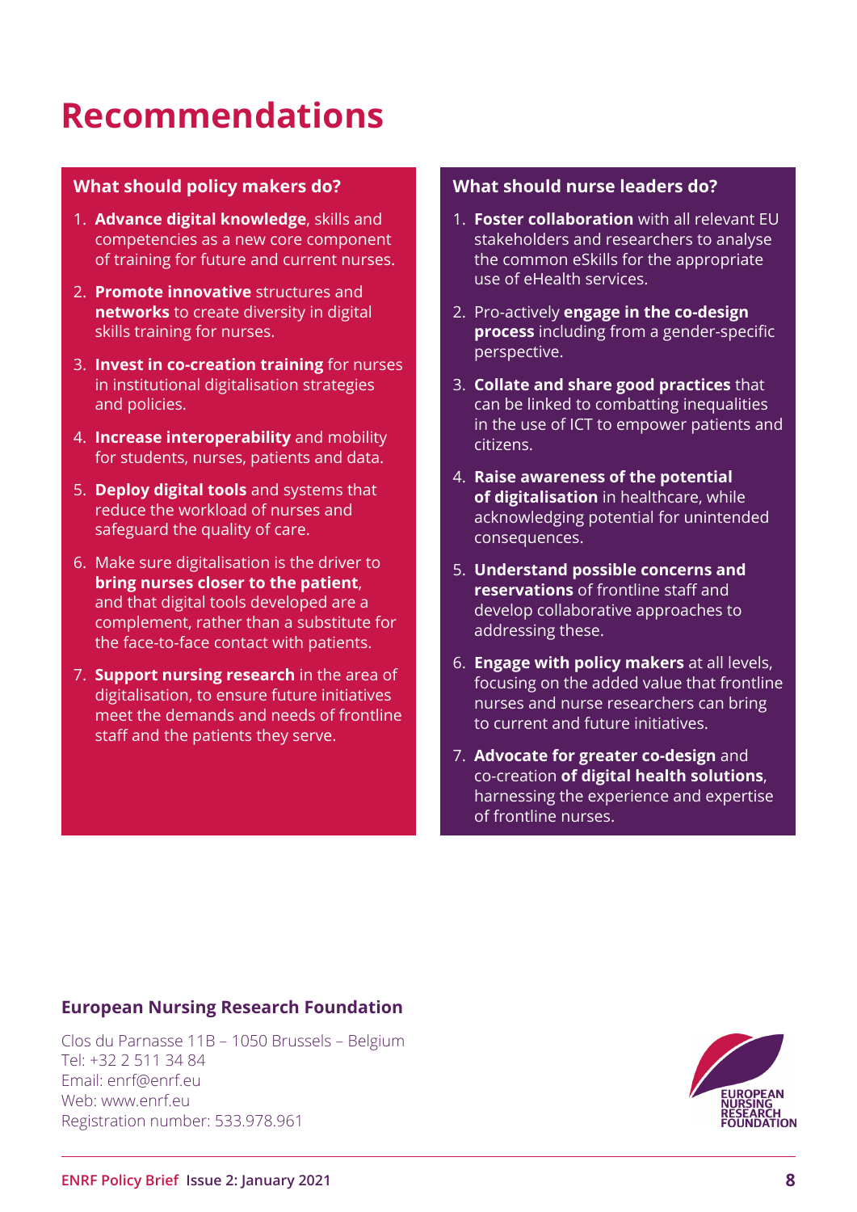# Recommendations

### What should policy makers do?

1. **Advance digital knowledge**, skills and competencies as a new core component of training for future and current nurses.
2. **Promote innovative** structures and **networks** to create diversity in digital skills training for nurses.
3. **Invest in co-creation training** for nurses in institutional digitalisation strategies and policies.
4. **Increase interoperability** and mobility for students, nurses, patients and data.
5. **Deploy digital tools** and systems that reduce the workload of nurses and safeguard the quality of care.
6. Make sure digitalisation is the driver to **bring nurses closer to the patient**, and that digital tools developed are a complement, rather than a substitute for the face-to-face contact with patients.
7. **Support nursing research** in the area of digitalisation, to ensure future initiatives meet the demands and needs of frontline staff and the patients they serve.

### What should nurse leaders do?

1. **Foster collaboration** with all relevant EU stakeholders and researchers to analyse the common eSkills for the appropriate use of eHealth services.
2. Pro-actively **engage in the co-design process** including from a gender-specific perspective.
3. **Collate and share good practices** that can be linked to combatting inequalities in the use of ICT to empower patients and citizens.
4. **Raise awareness of the potential of digitalisation** in healthcare, while acknowledging potential for unintended consequences.
5. **Understand possible concerns and reservations** of frontline staff and develop collaborative approaches to addressing these.
6. **Engage with policy makers** at all levels, focusing on the added value that frontline nurses and nurse researchers can bring to current and future initiatives.
7. **Advocate for greater co-design** and co-creation **of digital health solutions**, harnessing the experience and expertise of frontline nurses.

**European Nursing Research Foundation**

Clos du Parnasse 11B – 1050 Brussels – Belgium
Tel: +32 2 511 34 84
Email: enrf@enrf.eu
Web: www.enrf.eu
Registration number: 533.978.961

EUROPEAN NURSING RESEARCH FOUNDATION